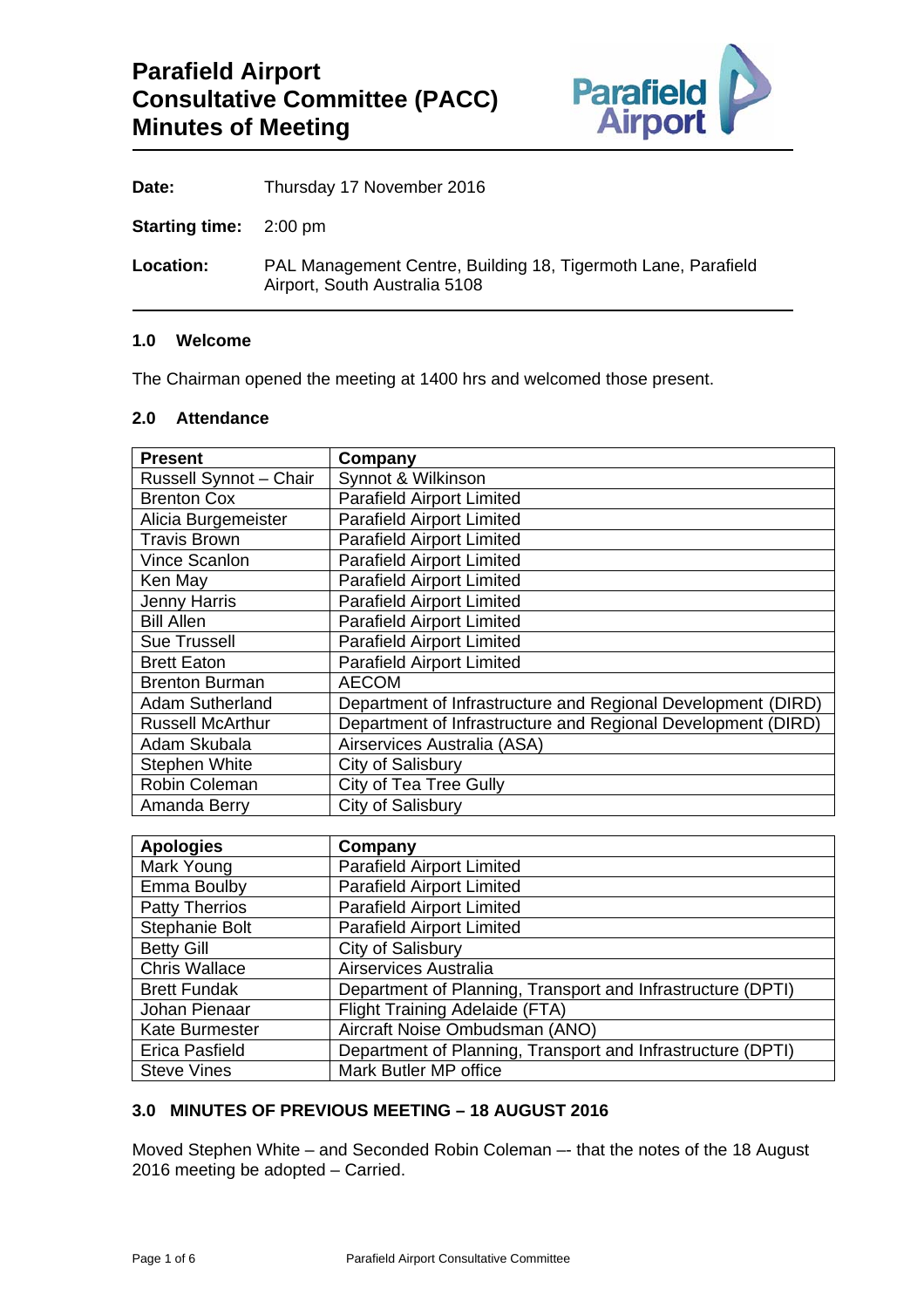# Parafield Airport Consultative Committee (PACC) Minutes of Meeting

**Date:** Thursday 17 November 2016

**Starting time:** 2:00 pm

**Location:** PAL Management Centre, Building 18, Tigermoth Lane, Parafield Airport, South Australia 5108

## 1.0 Welcome

The Chairman opened the meeting at 1400 hrs and welcomed those present.

## 2.0 Attendance

| Present | Company |
|---|---|
| Russell Synnot – Chair | Synnot & Wilkinson |
| Brenton Cox | Parafield Airport Limited |
| Alicia Burgemeister | Parafield Airport Limited |
| Travis Brown | Parafield Airport Limited |
| Vince Scanlon | Parafield Airport Limited |
| Ken May | Parafield Airport Limited |
| Jenny Harris | Parafield Airport Limited |
| Bill Allen | Parafield Airport Limited |
| Sue Trussell | Parafield Airport Limited |
| Brett Eaton | Parafield Airport Limited |
| Brenton Burman | AECOM |
| Adam Sutherland | Department of Infrastructure and Regional Development (DIRD) |
| Russell McArthur | Department of Infrastructure and Regional Development (DIRD) |
| Adam Skubala | Airservices Australia (ASA) |
| Stephen White | City of Salisbury |
| Robin Coleman | City of Tea Tree Gully |
| Amanda Berry | City of Salisbury |

| Apologies | Company |
|---|---|
| Mark Young | Parafield Airport Limited |
| Emma Boulby | Parafield Airport Limited |
| Patty Therrios | Parafield Airport Limited |
| Stephanie Bolt | Parafield Airport Limited |
| Betty Gill | City of Salisbury |
| Chris Wallace | Airservices Australia |
| Brett Fundak | Department of Planning, Transport and Infrastructure (DPTI) |
| Johan Pienaar | Flight Training Adelaide (FTA) |
| Kate Burmester | Aircraft Noise Ombudsman (ANO) |
| Erica Pasfield | Department of Planning, Transport and Infrastructure (DPTI) |
| Steve Vines | Mark Butler MP office |

## 3.0 MINUTES OF PREVIOUS MEETING – 18 AUGUST 2016

Moved Stephen White – and Seconded Robin Coleman –- that the notes of the 18 August 2016 meeting be adopted – Carried.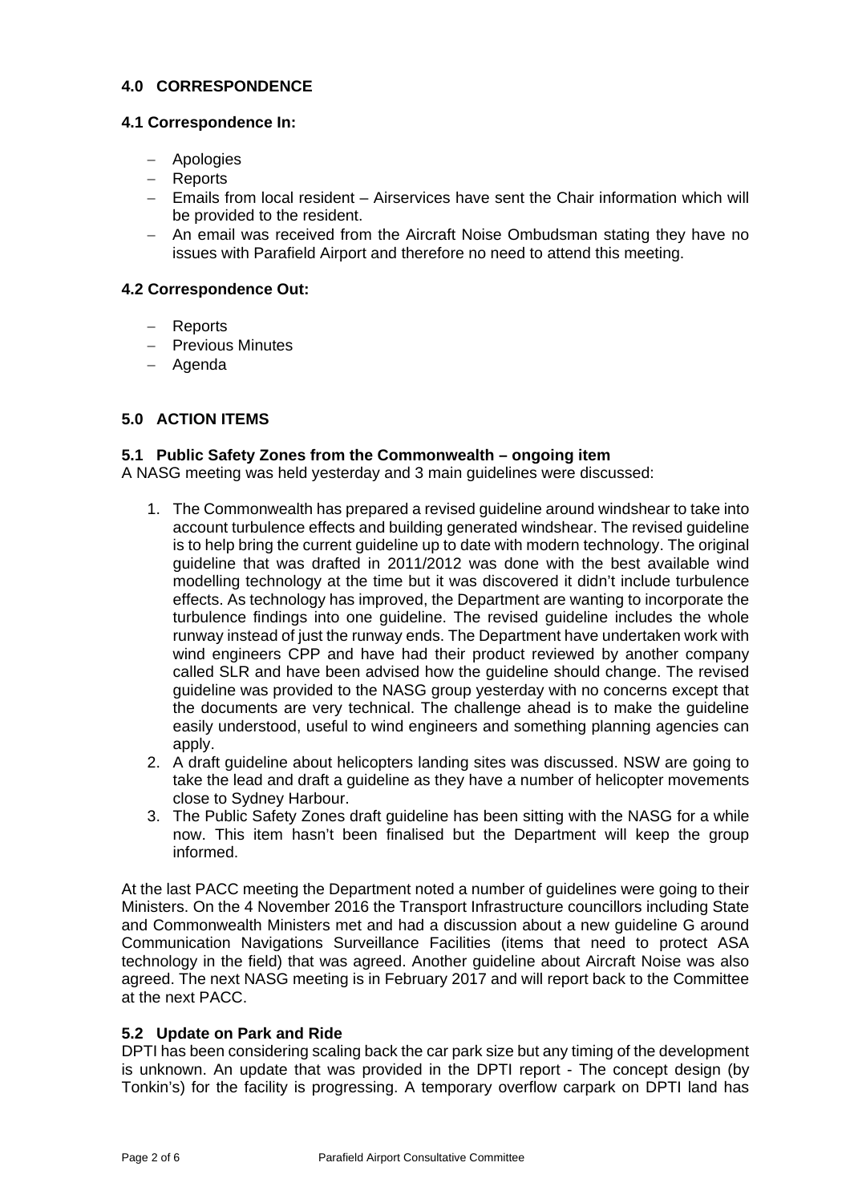## 4.0 CORRESPONDENCE

### 4.1 Correspondence In:

- Apologies
- Reports
- Emails from local resident – Airservices have sent the Chair information which will be provided to the resident.
- An email was received from the Aircraft Noise Ombudsman stating they have no issues with Parafield Airport and therefore no need to attend this meeting.

### 4.2 Correspondence Out:

- Reports
- Previous Minutes
- Agenda

## 5.0 ACTION ITEMS

### 5.1 Public Safety Zones from the Commonwealth – ongoing item

A NASG meeting was held yesterday and 3 main guidelines were discussed:

1. The Commonwealth has prepared a revised guideline around windshear to take into account turbulence effects and building generated windshear. The revised guideline is to help bring the current guideline up to date with modern technology. The original guideline that was drafted in 2011/2012 was done with the best available wind modelling technology at the time but it was discovered it didn't include turbulence effects. As technology has improved, the Department are wanting to incorporate the turbulence findings into one guideline. The revised guideline includes the whole runway instead of just the runway ends. The Department have undertaken work with wind engineers CPP and have had their product reviewed by another company called SLR and have been advised how the guideline should change. The revised guideline was provided to the NASG group yesterday with no concerns except that the documents are very technical. The challenge ahead is to make the guideline easily understood, useful to wind engineers and something planning agencies can apply.
2. A draft guideline about helicopters landing sites was discussed. NSW are going to take the lead and draft a guideline as they have a number of helicopter movements close to Sydney Harbour.
3. The Public Safety Zones draft guideline has been sitting with the NASG for a while now. This item hasn't been finalised but the Department will keep the group informed.

At the last PACC meeting the Department noted a number of guidelines were going to their Ministers. On the 4 November 2016 the Transport Infrastructure councillors including State and Commonwealth Ministers met and had a discussion about a new guideline G around Communication Navigations Surveillance Facilities (items that need to protect ASA technology in the field) that was agreed. Another guideline about Aircraft Noise was also agreed. The next NASG meeting is in February 2017 and will report back to the Committee at the next PACC.

### 5.2 Update on Park and Ride

DPTI has been considering scaling back the car park size but any timing of the development is unknown. An update that was provided in the DPTI report - The concept design (by Tonkin's) for the facility is progressing. A temporary overflow carpark on DPTI land has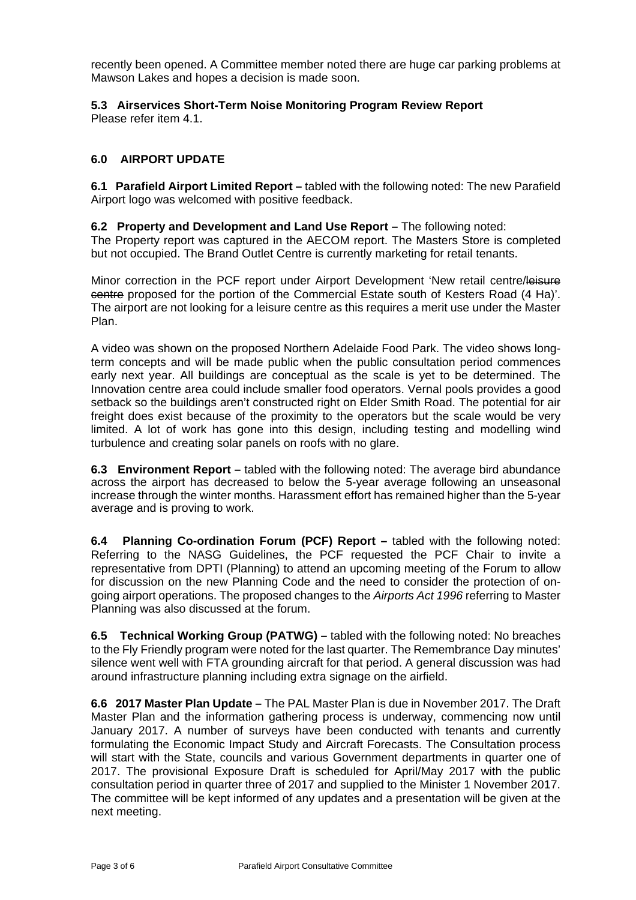recently been opened. A Committee member noted there are huge car parking problems at Mawson Lakes and hopes a decision is made soon.

### 5.3 Airservices Short-Term Noise Monitoring Program Review Report

Please refer item 4.1.

## 6.0 AIRPORT UPDATE

**6.1 Parafield Airport Limited Report –** tabled with the following noted: The new Parafield Airport logo was welcomed with positive feedback.

**6.2 Property and Development and Land Use Report –** The following noted:
The Property report was captured in the AECOM report. The Masters Store is completed but not occupied. The Brand Outlet Centre is currently marketing for retail tenants.

Minor correction in the PCF report under Airport Development 'New retail centre/~~leisure centre~~ proposed for the portion of the Commercial Estate south of Kesters Road (4 Ha)'. The airport are not looking for a leisure centre as this requires a merit use under the Master Plan.

A video was shown on the proposed Northern Adelaide Food Park. The video shows long-term concepts and will be made public when the public consultation period commences early next year. All buildings are conceptual as the scale is yet to be determined. The Innovation centre area could include smaller food operators. Vernal pools provides a good setback so the buildings aren't constructed right on Elder Smith Road. The potential for air freight does exist because of the proximity to the operators but the scale would be very limited. A lot of work has gone into this design, including testing and modelling wind turbulence and creating solar panels on roofs with no glare.

**6.3 Environment Report –** tabled with the following noted: The average bird abundance across the airport has decreased to below the 5-year average following an unseasonal increase through the winter months. Harassment effort has remained higher than the 5-year average and is proving to work.

**6.4 Planning Co-ordination Forum (PCF) Report –** tabled with the following noted: Referring to the NASG Guidelines, the PCF requested the PCF Chair to invite a representative from DPTI (Planning) to attend an upcoming meeting of the Forum to allow for discussion on the new Planning Code and the need to consider the protection of on-going airport operations. The proposed changes to the *Airports Act 1996* referring to Master Planning was also discussed at the forum.

**6.5 Technical Working Group (PATWG) –** tabled with the following noted: No breaches to the Fly Friendly program were noted for the last quarter. The Remembrance Day minutes' silence went well with FTA grounding aircraft for that period. A general discussion was had around infrastructure planning including extra signage on the airfield.

**6.6 2017 Master Plan Update –** The PAL Master Plan is due in November 2017. The Draft Master Plan and the information gathering process is underway, commencing now until January 2017. A number of surveys have been conducted with tenants and currently formulating the Economic Impact Study and Aircraft Forecasts. The Consultation process will start with the State, councils and various Government departments in quarter one of 2017. The provisional Exposure Draft is scheduled for April/May 2017 with the public consultation period in quarter three of 2017 and supplied to the Minister 1 November 2017. The committee will be kept informed of any updates and a presentation will be given at the next meeting.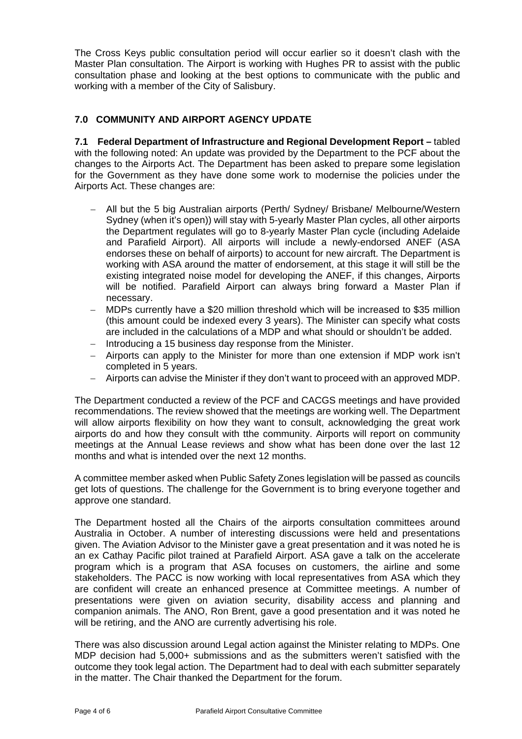The Cross Keys public consultation period will occur earlier so it doesn't clash with the Master Plan consultation. The Airport is working with Hughes PR to assist with the public consultation phase and looking at the best options to communicate with the public and working with a member of the City of Salisbury.

## 7.0 COMMUNITY AND AIRPORT AGENCY UPDATE

**7.1 Federal Department of Infrastructure and Regional Development Report –** tabled with the following noted: An update was provided by the Department to the PCF about the changes to the Airports Act. The Department has been asked to prepare some legislation for the Government as they have done some work to modernise the policies under the Airports Act. These changes are:

- All but the 5 big Australian airports (Perth/ Sydney/ Brisbane/ Melbourne/Western Sydney (when it's open)) will stay with 5-yearly Master Plan cycles, all other airports the Department regulates will go to 8-yearly Master Plan cycle (including Adelaide and Parafield Airport). All airports will include a newly-endorsed ANEF (ASA endorses these on behalf of airports) to account for new aircraft. The Department is working with ASA around the matter of endorsement, at this stage it will still be the existing integrated noise model for developing the ANEF, if this changes, Airports will be notified. Parafield Airport can always bring forward a Master Plan if necessary.
- MDPs currently have a $20 million threshold which will be increased to $35 million (this amount could be indexed every 3 years). The Minister can specify what costs are included in the calculations of a MDP and what should or shouldn't be added.
- Introducing a 15 business day response from the Minister.
- Airports can apply to the Minister for more than one extension if MDP work isn't completed in 5 years.
- Airports can advise the Minister if they don't want to proceed with an approved MDP.

The Department conducted a review of the PCF and CACGS meetings and have provided recommendations. The review showed that the meetings are working well. The Department will allow airports flexibility on how they want to consult, acknowledging the great work airports do and how they consult with tthe community. Airports will report on community meetings at the Annual Lease reviews and show what has been done over the last 12 months and what is intended over the next 12 months.

A committee member asked when Public Safety Zones legislation will be passed as councils get lots of questions. The challenge for the Government is to bring everyone together and approve one standard.

The Department hosted all the Chairs of the airports consultation committees around Australia in October. A number of interesting discussions were held and presentations given. The Aviation Advisor to the Minister gave a great presentation and it was noted he is an ex Cathay Pacific pilot trained at Parafield Airport. ASA gave a talk on the accelerate program which is a program that ASA focuses on customers, the airline and some stakeholders. The PACC is now working with local representatives from ASA which they are confident will create an enhanced presence at Committee meetings. A number of presentations were given on aviation security, disability access and planning and companion animals. The ANO, Ron Brent, gave a good presentation and it was noted he will be retiring, and the ANO are currently advertising his role.

There was also discussion around Legal action against the Minister relating to MDPs. One MDP decision had 5,000+ submissions and as the submitters weren't satisfied with the outcome they took legal action. The Department had to deal with each submitter separately in the matter. The Chair thanked the Department for the forum.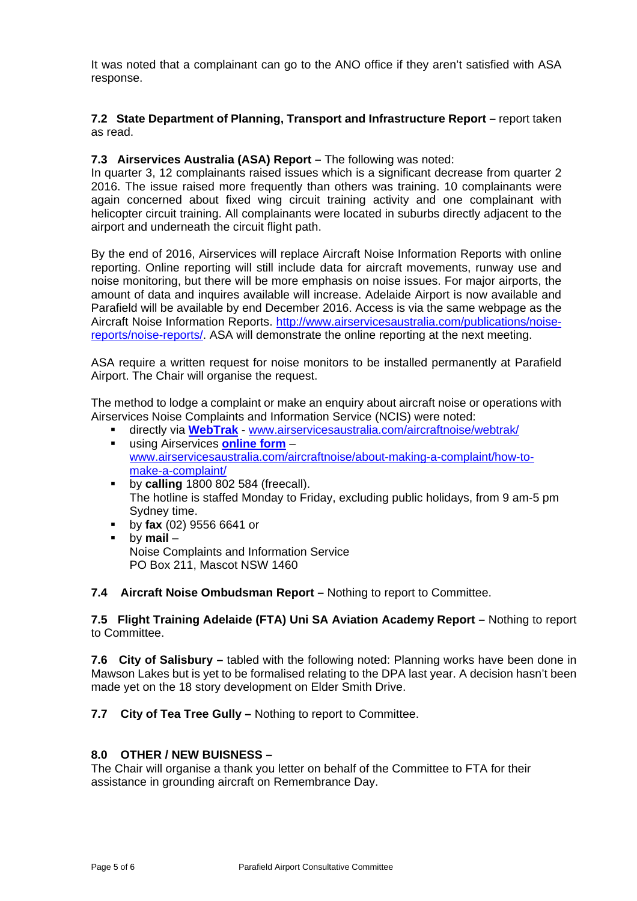It was noted that a complainant can go to the ANO office if they aren't satisfied with ASA response.

**7.2 State Department of Planning, Transport and Infrastructure Report –** report taken as read.

**7.3 Airservices Australia (ASA) Report –** The following was noted:
In quarter 3, 12 complainants raised issues which is a significant decrease from quarter 2 2016. The issue raised more frequently than others was training. 10 complainants were again concerned about fixed wing circuit training activity and one complainant with helicopter circuit training. All complainants were located in suburbs directly adjacent to the airport and underneath the circuit flight path.

By the end of 2016, Airservices will replace Aircraft Noise Information Reports with online reporting. Online reporting will still include data for aircraft movements, runway use and noise monitoring, but there will be more emphasis on noise issues. For major airports, the amount of data and inquires available will increase. Adelaide Airport is now available and Parafield will be available by end December 2016. Access is via the same webpage as the Aircraft Noise Information Reports. [http://www.airservicesaustralia.com/publications/noise-reports/noise-reports/](http://www.airservicesaustralia.com/publications/noise-reports/noise-reports/). ASA will demonstrate the online reporting at the next meeting.

ASA require a written request for noise monitors to be installed permanently at Parafield Airport. The Chair will organise the request.

The method to lodge a complaint or make an enquiry about aircraft noise or operations with Airservices Noise Complaints and Information Service (NCIS) were noted:

- directly via **WebTrak** - [www.airservicesaustralia.com/aircraftnoise/webtrak/](http://www.airservicesaustralia.com/aircraftnoise/webtrak/)
- using Airservices **online form** – [www.airservicesaustralia.com/aircraftnoise/about-making-a-complaint/how-to-make-a-complaint/](http://www.airservicesaustralia.com/aircraftnoise/about-making-a-complaint/how-to-make-a-complaint/)
- by **calling** 1800 802 584 (freecall).
  The hotline is staffed Monday to Friday, excluding public holidays, from 9 am-5 pm Sydney time.
- by **fax** (02) 9556 6641 or
- by **mail** –
  Noise Complaints and Information Service
  PO Box 211, Mascot NSW 1460

**7.4 Aircraft Noise Ombudsman Report –** Nothing to report to Committee.

**7.5 Flight Training Adelaide (FTA) Uni SA Aviation Academy Report –** Nothing to report to Committee.

**7.6 City of Salisbury –** tabled with the following noted: Planning works have been done in Mawson Lakes but is yet to be formalised relating to the DPA last year. A decision hasn't been made yet on the 18 story development on Elder Smith Drive.

**7.7 City of Tea Tree Gully –** Nothing to report to Committee.

## 8.0 OTHER / NEW BUISNESS –

The Chair will organise a thank you letter on behalf of the Committee to FTA for their assistance in grounding aircraft on Remembrance Day.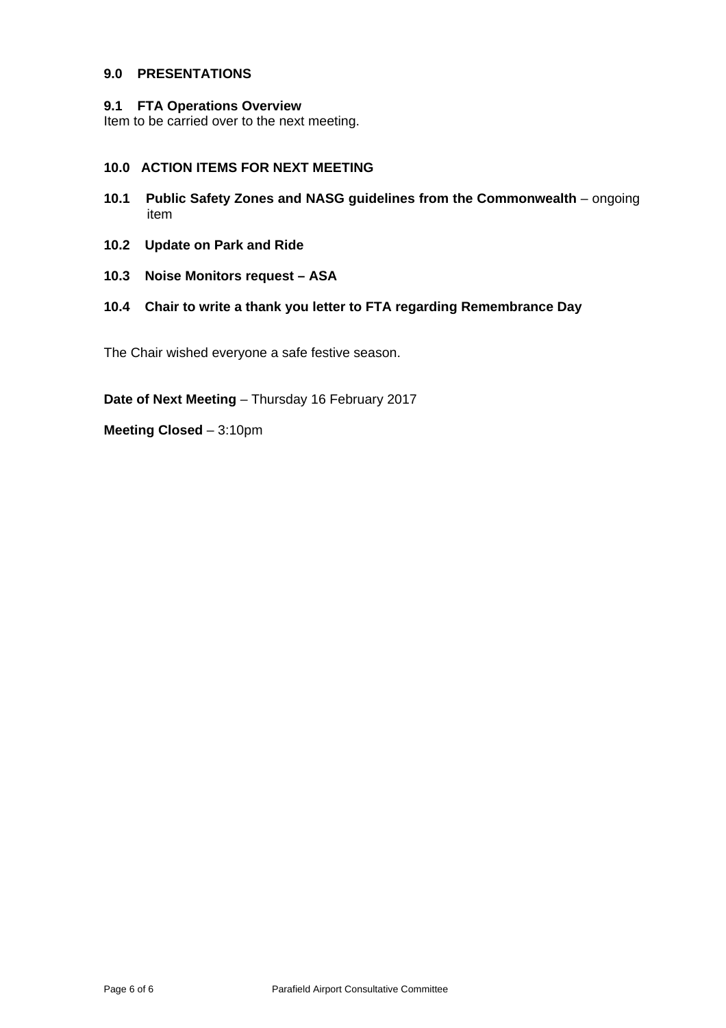## 9.0 PRESENTATIONS

### 9.1 FTA Operations Overview

Item to be carried over to the next meeting.

## 10.0 ACTION ITEMS FOR NEXT MEETING

**10.1 Public Safety Zones and NASG guidelines from the Commonwealth** – ongoing item

**10.2 Update on Park and Ride**

**10.3 Noise Monitors request – ASA**

**10.4 Chair to write a thank you letter to FTA regarding Remembrance Day**

The Chair wished everyone a safe festive season.

**Date of Next Meeting** – Thursday 16 February 2017

**Meeting Closed** – 3:10pm